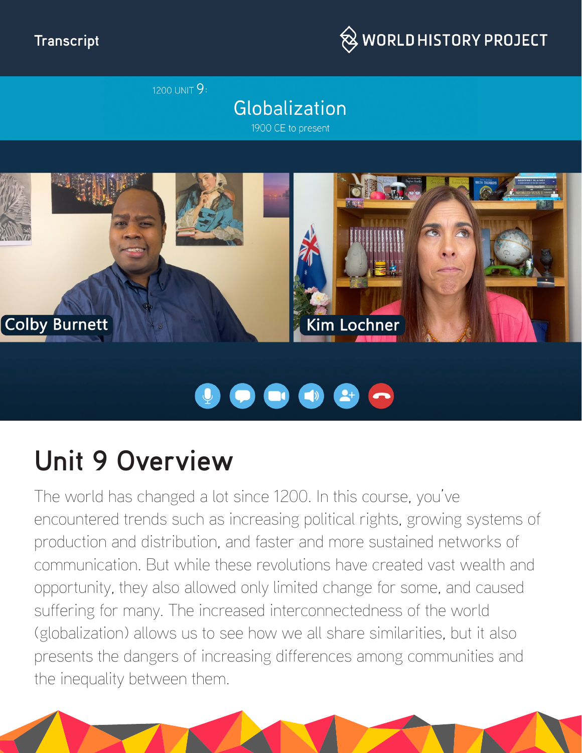Transcript

WORLD HISTORY PROJECT

1200 UNIT 9:

# Globalization

1900 CE to present

Colby Burnett

Kim Lochner

## Unit 9 Overview

The world has changed a lot since 1200. In this course, you've encountered trends such as increasing political rights, growing systems of production and distribution, and faster and more sustained networks of communication. But while these revolutions have created vast wealth and opportunity, they also allowed only limited change for some, and caused suffering for many. The increased interconnectedness of the world (globalization) allows us to see how we all share similarities, but it also presents the dangers of increasing differences among communities and the inequality between them.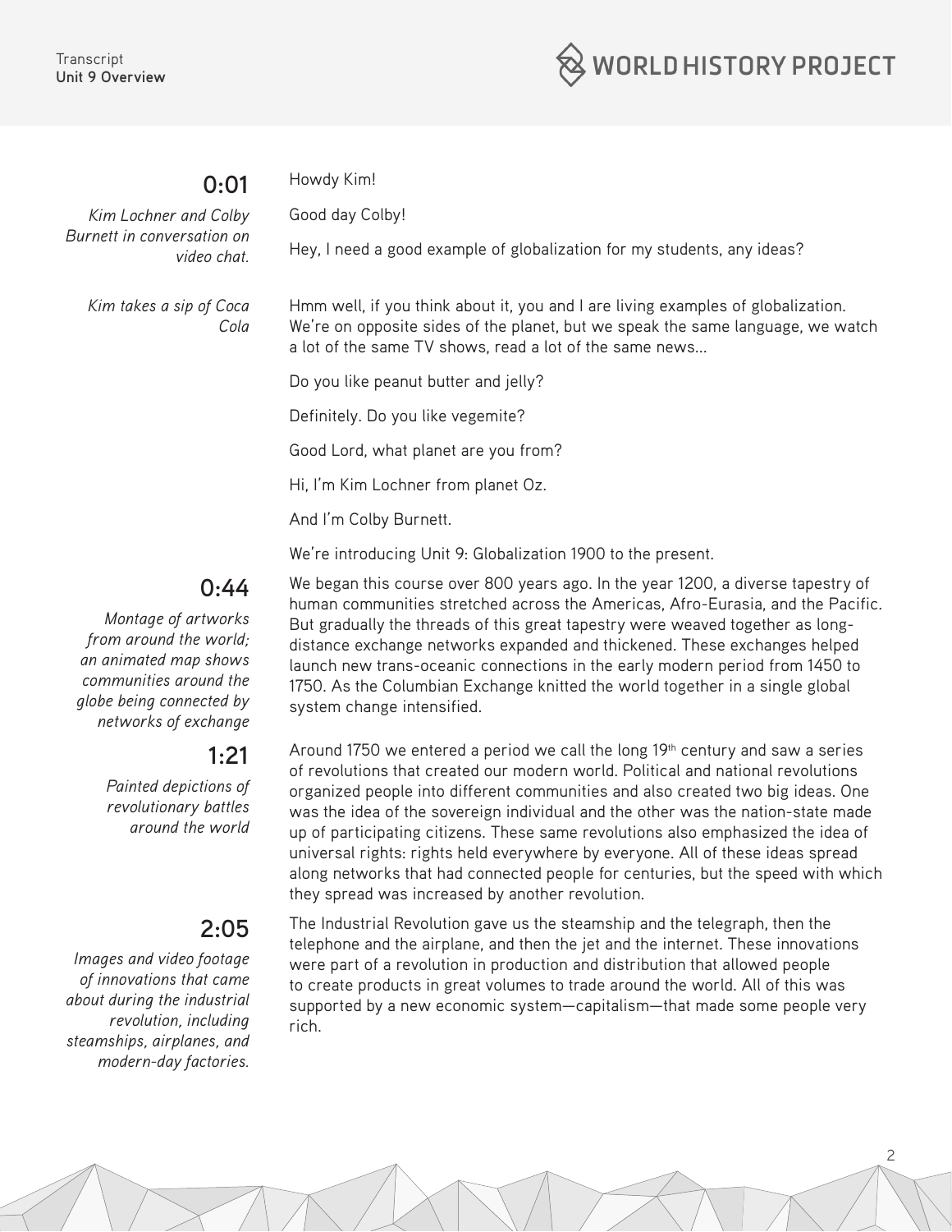**0:01**

*Kim Lochner and Colby Burnett in conversation on video chat.*

Howdy Kim!

Good day Colby!

Hey, I need a good example of globalization for my students, any ideas?

*Kim takes a sip of Coca Cola*

Hmm well, if you think about it, you and I are living examples of globalization. We're on opposite sides of the planet, but we speak the same language, we watch a lot of the same TV shows, read a lot of the same news...

Do you like peanut butter and jelly?

Definitely. Do you like vegemite?

Good Lord, what planet are you from?

Hi, I'm Kim Lochner from planet Oz.

And I'm Colby Burnett.

We're introducing Unit 9: Globalization 1900 to the present.

**0:44**

*Montage of artworks from around the world; an animated map shows communities around the globe being connected by networks of exchange*

We began this course over 800 years ago. In the year 1200, a diverse tapestry of human communities stretched across the Americas, Afro-Eurasia, and the Pacific. But gradually the threads of this great tapestry were weaved together as long-distance exchange networks expanded and thickened. These exchanges helped launch new trans-oceanic connections in the early modern period from 1450 to 1750. As the Columbian Exchange knitted the world together in a single global system change intensified.

**1:21**

*Painted depictions of revolutionary battles around the world*

Around 1750 we entered a period we call the long 19th century and saw a series of revolutions that created our modern world. Political and national revolutions organized people into different communities and also created two big ideas. One was the idea of the sovereign individual and the other was the nation-state made up of participating citizens. These same revolutions also emphasized the idea of universal rights: rights held everywhere by everyone. All of these ideas spread along networks that had connected people for centuries, but the speed with which they spread was increased by another revolution.

**2:05**

*Images and video footage of innovations that came about during the industrial revolution, including steamships, airplanes, and modern-day factories.*

The Industrial Revolution gave us the steamship and the telegraph, then the telephone and the airplane, and then the jet and the internet. These innovations were part of a revolution in production and distribution that allowed people to create products in great volumes to trade around the world. All of this was supported by a new economic system—capitalism—that made some people very rich.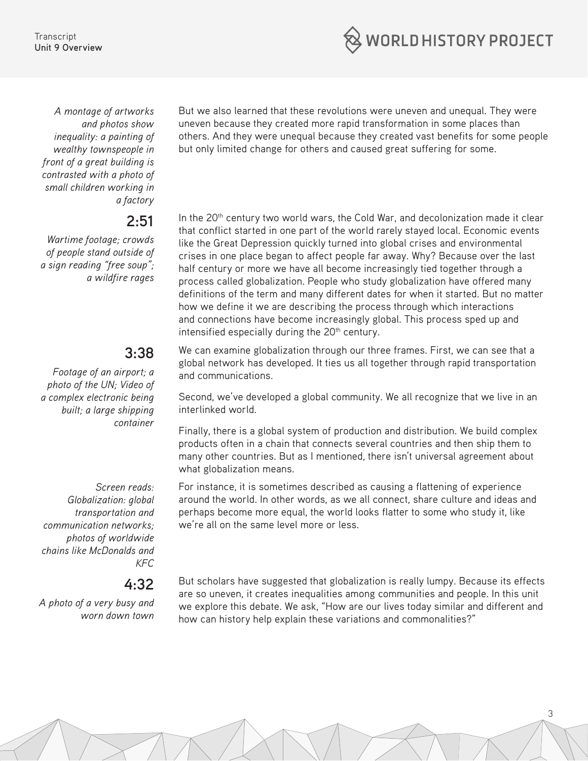*A montage of artworks and photos show inequality: a painting of wealthy townspeople in front of a great building is contrasted with a photo of small children working in a factory*

But we also learned that these revolutions were uneven and unequal. They were uneven because they created more rapid transformation in some places than others. And they were unequal because they created vast benefits for some people but only limited change for others and caused great suffering for some.

**2:51**

*Wartime footage; crowds of people stand outside of a sign reading "free soup"; a wildfire rages*

In the 20th century two world wars, the Cold War, and decolonization made it clear that conflict started in one part of the world rarely stayed local. Economic events like the Great Depression quickly turned into global crises and environmental crises in one place began to affect people far away. Why? Because over the last half century or more we have all become increasingly tied together through a process called globalization. People who study globalization have offered many definitions of the term and many different dates for when it started. But no matter how we define it we are describing the process through which interactions and connections have become increasingly global. This process sped up and intensified especially during the 20th century.

**3:38**

*Footage of an airport; a photo of the UN; Video of a complex electronic being built; a large shipping container*

We can examine globalization through our three frames. First, we can see that a global network has developed. It ties us all together through rapid transportation and communications.

Second, we've developed a global community. We all recognize that we live in an interlinked world.

Finally, there is a global system of production and distribution. We build complex products often in a chain that connects several countries and then ship them to many other countries. But as I mentioned, there isn't universal agreement about what globalization means.

*Screen reads: Globalization: global transportation and communication networks; photos of worldwide chains like McDonalds and KFC*

For instance, it is sometimes described as causing a flattening of experience around the world. In other words, as we all connect, share culture and ideas and perhaps become more equal, the world looks flatter to some who study it, like we're all on the same level more or less.

**4:32**

*A photo of a very busy and worn down town*

But scholars have suggested that globalization is really lumpy. Because its effects are so uneven, it creates inequalities among communities and people. In this unit we explore this debate. We ask, "How are our lives today similar and different and how can history help explain these variations and commonalities?"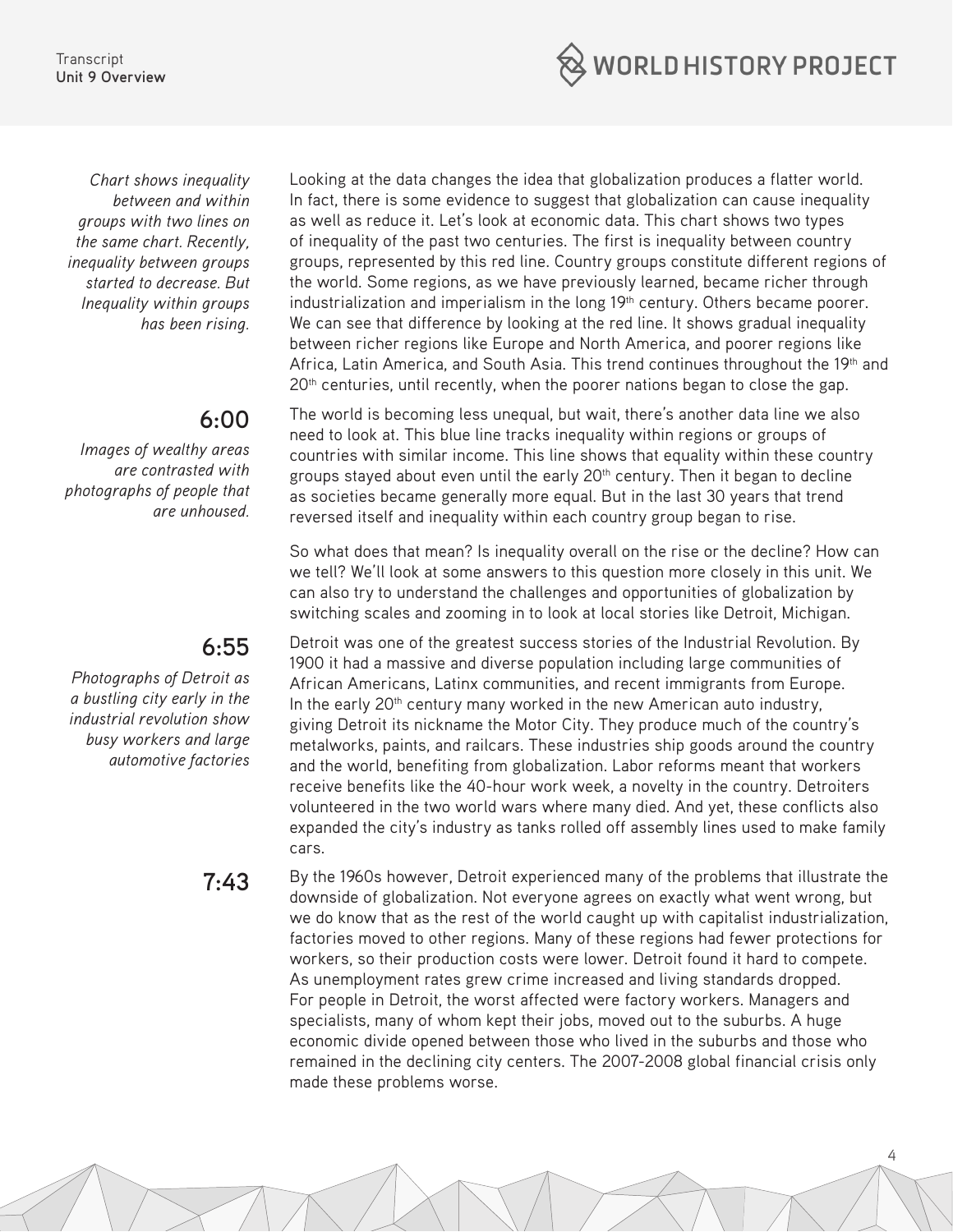*Chart shows inequality between and within groups with two lines on the same chart. Recently, inequality between groups started to decrease. But Inequality within groups has been rising.*

Looking at the data changes the idea that globalization produces a flatter world. In fact, there is some evidence to suggest that globalization can cause inequality as well as reduce it. Let's look at economic data. This chart shows two types of inequality of the past two centuries. The first is inequality between country groups, represented by this red line. Country groups constitute different regions of the world. Some regions, as we have previously learned, became richer through industrialization and imperialism in the long 19th century. Others became poorer. We can see that difference by looking at the red line. It shows gradual inequality between richer regions like Europe and North America, and poorer regions like Africa, Latin America, and South Asia. This trend continues throughout the 19th and 20th centuries, until recently, when the poorer nations began to close the gap.

**6:00**

*Images of wealthy areas are contrasted with photographs of people that are unhoused.*

The world is becoming less unequal, but wait, there's another data line we also need to look at. This blue line tracks inequality within regions or groups of countries with similar income. This line shows that equality within these country groups stayed about even until the early 20th century. Then it began to decline as societies became generally more equal. But in the last 30 years that trend reversed itself and inequality within each country group began to rise.

So what does that mean? Is inequality overall on the rise or the decline? How can we tell? We'll look at some answers to this question more closely in this unit. We can also try to understand the challenges and opportunities of globalization by switching scales and zooming in to look at local stories like Detroit, Michigan.

**6:55**

*Photographs of Detroit as a bustling city early in the industrial revolution show busy workers and large automotive factories*

Detroit was one of the greatest success stories of the Industrial Revolution. By 1900 it had a massive and diverse population including large communities of African Americans, Latinx communities, and recent immigrants from Europe. In the early 20th century many worked in the new American auto industry, giving Detroit its nickname the Motor City. They produce much of the country's metalworks, paints, and railcars. These industries ship goods around the country and the world, benefiting from globalization. Labor reforms meant that workers receive benefits like the 40-hour work week, a novelty in the country. Detroiters volunteered in the two world wars where many died. And yet, these conflicts also expanded the city's industry as tanks rolled off assembly lines used to make family cars.

**7:43**

By the 1960s however, Detroit experienced many of the problems that illustrate the downside of globalization. Not everyone agrees on exactly what went wrong, but we do know that as the rest of the world caught up with capitalist industrialization, factories moved to other regions. Many of these regions had fewer protections for workers, so their production costs were lower. Detroit found it hard to compete. As unemployment rates grew crime increased and living standards dropped. For people in Detroit, the worst affected were factory workers. Managers and specialists, many of whom kept their jobs, moved out to the suburbs. A huge economic divide opened between those who lived in the suburbs and those who remained in the declining city centers. The 2007-2008 global financial crisis only made these problems worse.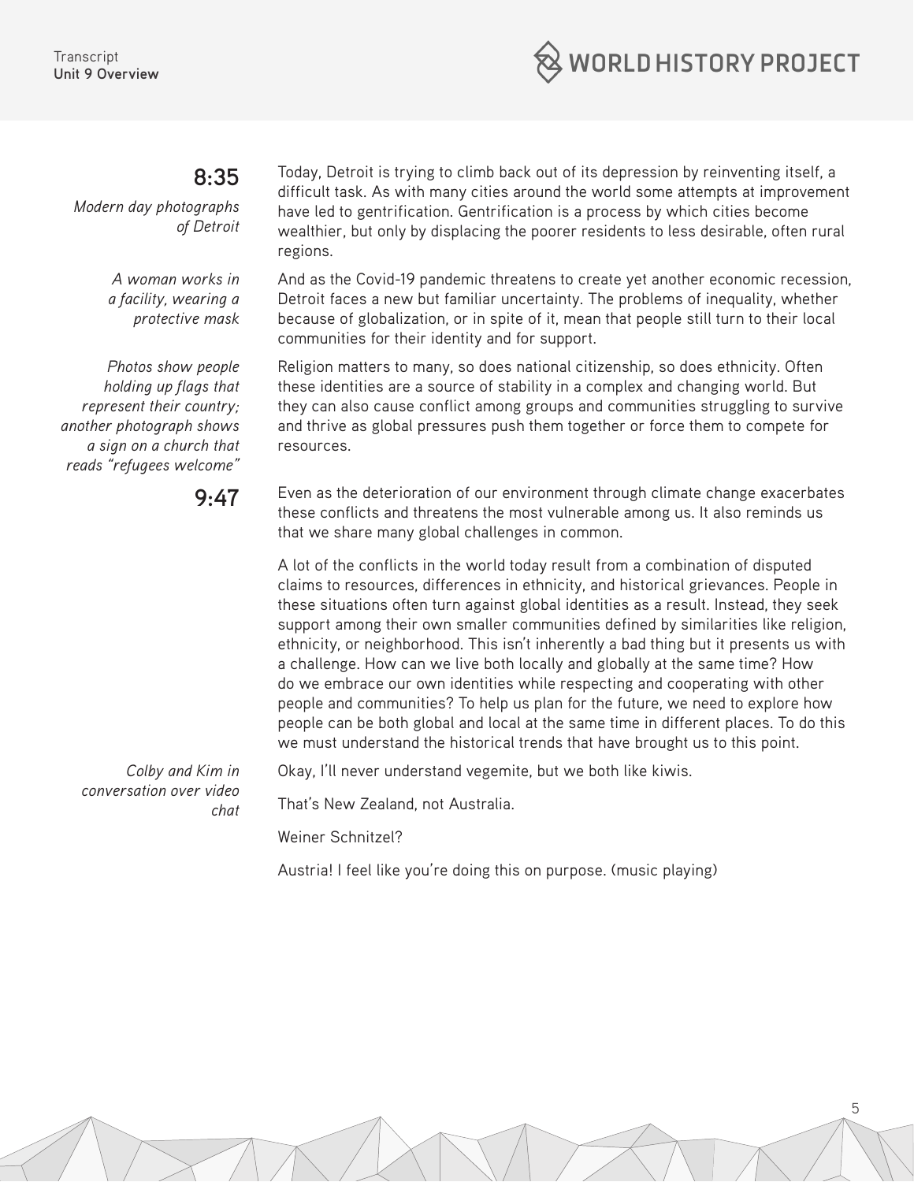**8:35**

*Modern day photographs of Detroit*

Today, Detroit is trying to climb back out of its depression by reinventing itself, a difficult task. As with many cities around the world some attempts at improvement have led to gentrification. Gentrification is a process by which cities become wealthier, but only by displacing the poorer residents to less desirable, often rural regions.

*A woman works in a facility, wearing a protective mask*

And as the Covid-19 pandemic threatens to create yet another economic recession, Detroit faces a new but familiar uncertainty. The problems of inequality, whether because of globalization, or in spite of it, mean that people still turn to their local communities for their identity and for support.

*Photos show people holding up flags that represent their country; another photograph shows a sign on a church that reads "refugees welcome"*

Religion matters to many, so does national citizenship, so does ethnicity. Often these identities are a source of stability in a complex and changing world. But they can also cause conflict among groups and communities struggling to survive and thrive as global pressures push them together or force them to compete for resources.

**9:47**

Even as the deterioration of our environment through climate change exacerbates these conflicts and threatens the most vulnerable among us. It also reminds us that we share many global challenges in common.

A lot of the conflicts in the world today result from a combination of disputed claims to resources, differences in ethnicity, and historical grievances. People in these situations often turn against global identities as a result. Instead, they seek support among their own smaller communities defined by similarities like religion, ethnicity, or neighborhood. This isn't inherently a bad thing but it presents us with a challenge. How can we live both locally and globally at the same time? How do we embrace our own identities while respecting and cooperating with other people and communities? To help us plan for the future, we need to explore how people can be both global and local at the same time in different places. To do this we must understand the historical trends that have brought us to this point.

*Colby and Kim in conversation over video chat*

Okay, I'll never understand vegemite, but we both like kiwis.

That's New Zealand, not Australia.

Weiner Schnitzel?

Austria! I feel like you're doing this on purpose. (music playing)